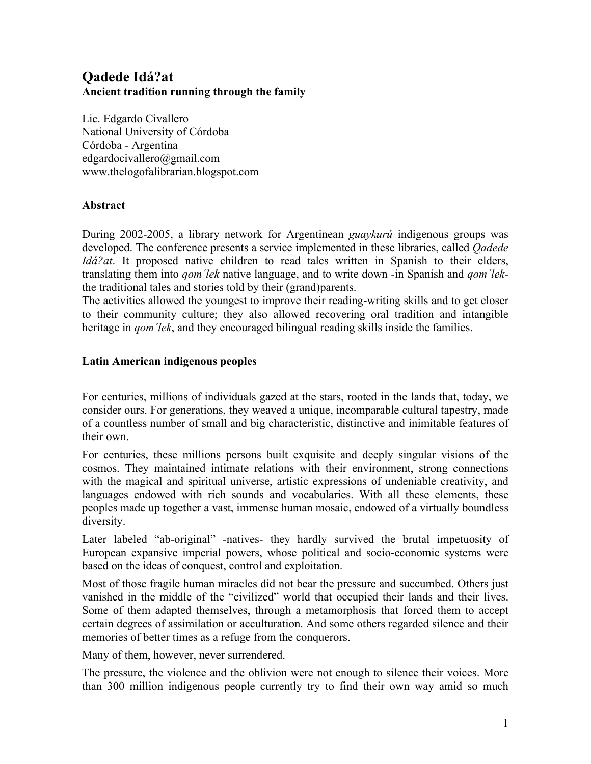# Qadede Idá?at

**Ancient tradition running through the family**

Lic. Edgardo Civallero
National University of Córdoba
Córdoba - Argentina
edgardocivallero@gmail.com
www.thelogofalibrarian.blogspot.com

## Abstract

During 2002-2005, a library network for Argentinean *guaykurú* indigenous groups was developed. The conference presents a service implemented in these libraries, called *Qadede Idá?at*. It proposed native children to read tales written in Spanish to their elders, translating them into *qom´lek* native language, and to write down -in Spanish and *qom´lek*- the traditional tales and stories told by their (grand)parents.

The activities allowed the youngest to improve their reading-writing skills and to get closer to their community culture; they also allowed recovering oral tradition and intangible heritage in *qom´lek*, and they encouraged bilingual reading skills inside the families.

## Latin American indigenous peoples

For centuries, millions of individuals gazed at the stars, rooted in the lands that, today, we consider ours. For generations, they weaved a unique, incomparable cultural tapestry, made of a countless number of small and big characteristic, distinctive and inimitable features of their own.

For centuries, these millions persons built exquisite and deeply singular visions of the cosmos. They maintained intimate relations with their environment, strong connections with the magical and spiritual universe, artistic expressions of undeniable creativity, and languages endowed with rich sounds and vocabularies. With all these elements, these peoples made up together a vast, immense human mosaic, endowed of a virtually boundless diversity.

Later labeled "ab-original" -natives- they hardly survived the brutal impetuosity of European expansive imperial powers, whose political and socio-economic systems were based on the ideas of conquest, control and exploitation.

Most of those fragile human miracles did not bear the pressure and succumbed. Others just vanished in the middle of the "civilized" world that occupied their lands and their lives. Some of them adapted themselves, through a metamorphosis that forced them to accept certain degrees of assimilation or acculturation. And some others regarded silence and their memories of better times as a refuge from the conquerors.

Many of them, however, never surrendered.

The pressure, the violence and the oblivion were not enough to silence their voices. More than 300 million indigenous people currently try to find their own way amid so much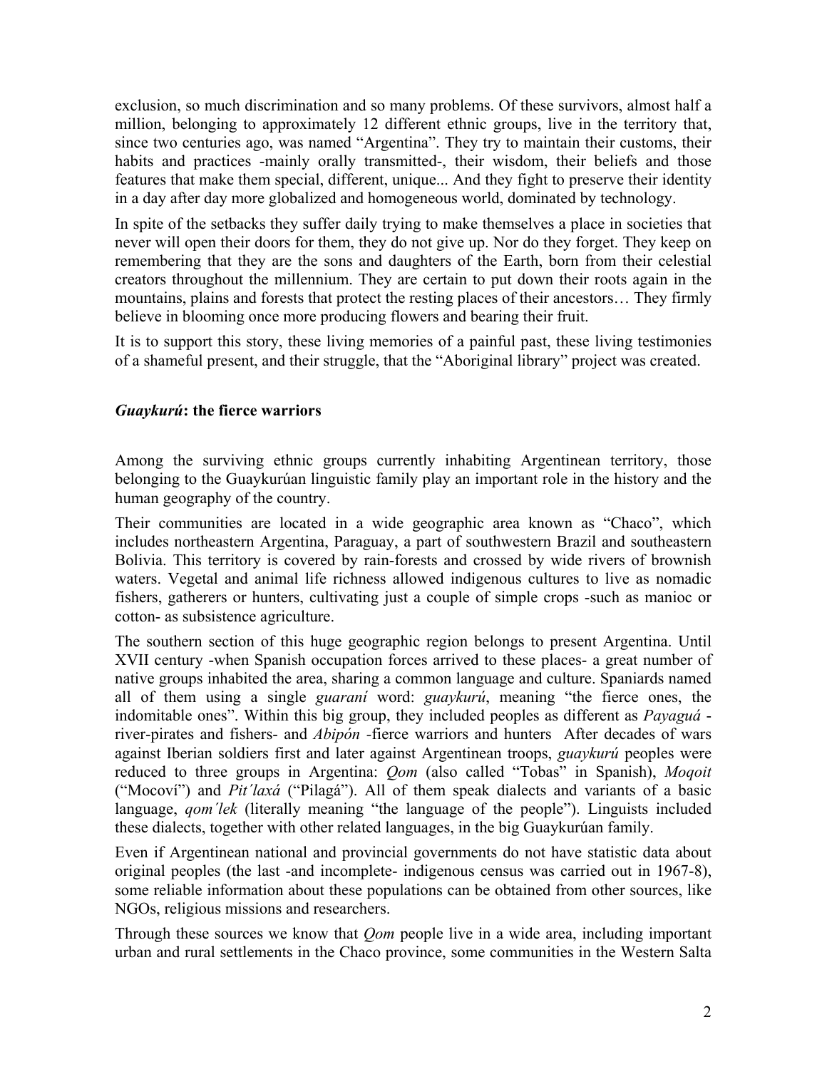exclusion, so much discrimination and so many problems. Of these survivors, almost half a million, belonging to approximately 12 different ethnic groups, live in the territory that, since two centuries ago, was named "Argentina". They try to maintain their customs, their habits and practices -mainly orally transmitted-, their wisdom, their beliefs and those features that make them special, different, unique... And they fight to preserve their identity in a day after day more globalized and homogeneous world, dominated by technology.

In spite of the setbacks they suffer daily trying to make themselves a place in societies that never will open their doors for them, they do not give up. Nor do they forget. They keep on remembering that they are the sons and daughters of the Earth, born from their celestial creators throughout the millennium. They are certain to put down their roots again in the mountains, plains and forests that protect the resting places of their ancestors… They firmly believe in blooming once more producing flowers and bearing their fruit.

It is to support this story, these living memories of a painful past, these living testimonies of a shameful present, and their struggle, that the "Aboriginal library" project was created.

## ***Guaykurú*: the fierce warriors**

Among the surviving ethnic groups currently inhabiting Argentinean territory, those belonging to the Guaykurúan linguistic family play an important role in the history and the human geography of the country.

Their communities are located in a wide geographic area known as "Chaco", which includes northeastern Argentina, Paraguay, a part of southwestern Brazil and southeastern Bolivia. This territory is covered by rain-forests and crossed by wide rivers of brownish waters. Vegetal and animal life richness allowed indigenous cultures to live as nomadic fishers, gatherers or hunters, cultivating just a couple of simple crops -such as manioc or cotton- as subsistence agriculture.

The southern section of this huge geographic region belongs to present Argentina. Until XVII century -when Spanish occupation forces arrived to these places- a great number of native groups inhabited the area, sharing a common language and culture. Spaniards named all of them using a single *guaraní* word: *guaykurú*, meaning "the fierce ones, the indomitable ones". Within this big group, they included peoples as different as *Payaguá* -river-pirates and fishers- and *Abipón* -fierce warriors and hunters  After decades of wars against Iberian soldiers first and later against Argentinean troops, *guaykurú* peoples were reduced to three groups in Argentina: *Qom* (also called "Tobas" in Spanish), *Moqoit* ("Mocoví") and *Pit´laxá* ("Pilagá"). All of them speak dialects and variants of a basic language, *qom´lek* (literally meaning "the language of the people"). Linguists included these dialects, together with other related languages, in the big Guaykurúan family.

Even if Argentinean national and provincial governments do not have statistic data about original peoples (the last -and incomplete- indigenous census was carried out in 1967-8), some reliable information about these populations can be obtained from other sources, like NGOs, religious missions and researchers.

Through these sources we know that *Qom* people live in a wide area, including important urban and rural settlements in the Chaco province, some communities in the Western Salta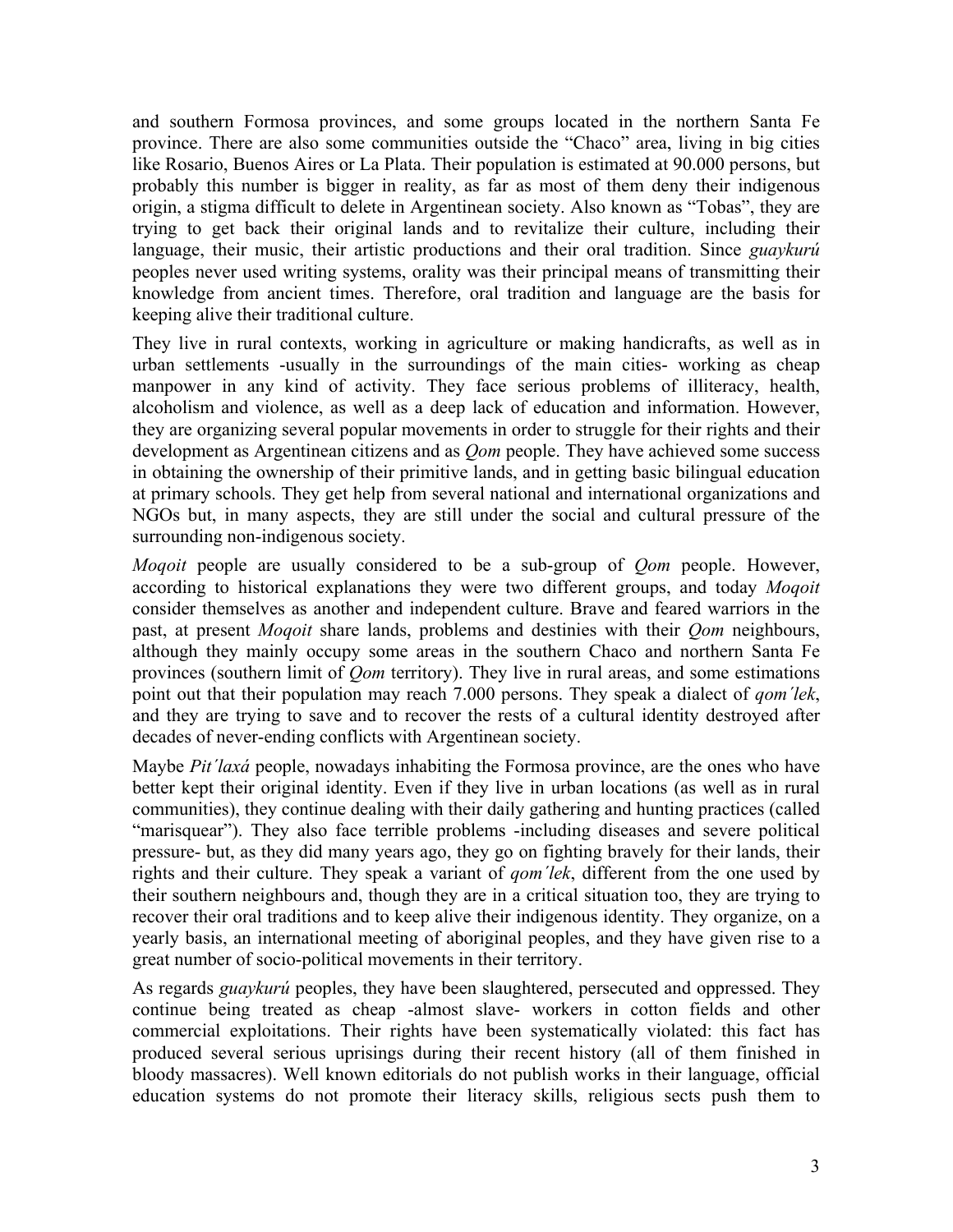and southern Formosa provinces, and some groups located in the northern Santa Fe province. There are also some communities outside the "Chaco" area, living in big cities like Rosario, Buenos Aires or La Plata. Their population is estimated at 90.000 persons, but probably this number is bigger in reality, as far as most of them deny their indigenous origin, a stigma difficult to delete in Argentinean society. Also known as "Tobas", they are trying to get back their original lands and to revitalize their culture, including their language, their music, their artistic productions and their oral tradition. Since *guaykurú* peoples never used writing systems, orality was their principal means of transmitting their knowledge from ancient times. Therefore, oral tradition and language are the basis for keeping alive their traditional culture.

They live in rural contexts, working in agriculture or making handicrafts, as well as in urban settlements -usually in the surroundings of the main cities- working as cheap manpower in any kind of activity. They face serious problems of illiteracy, health, alcoholism and violence, as well as a deep lack of education and information. However, they are organizing several popular movements in order to struggle for their rights and their development as Argentinean citizens and as *Qom* people. They have achieved some success in obtaining the ownership of their primitive lands, and in getting basic bilingual education at primary schools. They get help from several national and international organizations and NGOs but, in many aspects, they are still under the social and cultural pressure of the surrounding non-indigenous society.

*Moqoit* people are usually considered to be a sub-group of *Qom* people. However, according to historical explanations they were two different groups, and today *Moqoit* consider themselves as another and independent culture. Brave and feared warriors in the past, at present *Moqoit* share lands, problems and destinies with their *Qom* neighbours, although they mainly occupy some areas in the southern Chaco and northern Santa Fe provinces (southern limit of *Qom* territory). They live in rural areas, and some estimations point out that their population may reach 7.000 persons. They speak a dialect of *qom´lek*, and they are trying to save and to recover the rests of a cultural identity destroyed after decades of never-ending conflicts with Argentinean society.

Maybe *Pit´laxá* people, nowadays inhabiting the Formosa province, are the ones who have better kept their original identity. Even if they live in urban locations (as well as in rural communities), they continue dealing with their daily gathering and hunting practices (called "marisquear"). They also face terrible problems -including diseases and severe political pressure- but, as they did many years ago, they go on fighting bravely for their lands, their rights and their culture. They speak a variant of *qom´lek*, different from the one used by their southern neighbours and, though they are in a critical situation too, they are trying to recover their oral traditions and to keep alive their indigenous identity. They organize, on a yearly basis, an international meeting of aboriginal peoples, and they have given rise to a great number of socio-political movements in their territory.

As regards *guaykurú* peoples, they have been slaughtered, persecuted and oppressed. They continue being treated as cheap -almost slave- workers in cotton fields and other commercial exploitations. Their rights have been systematically violated: this fact has produced several serious uprisings during their recent history (all of them finished in bloody massacres). Well known editorials do not publish works in their language, official education systems do not promote their literacy skills, religious sects push them to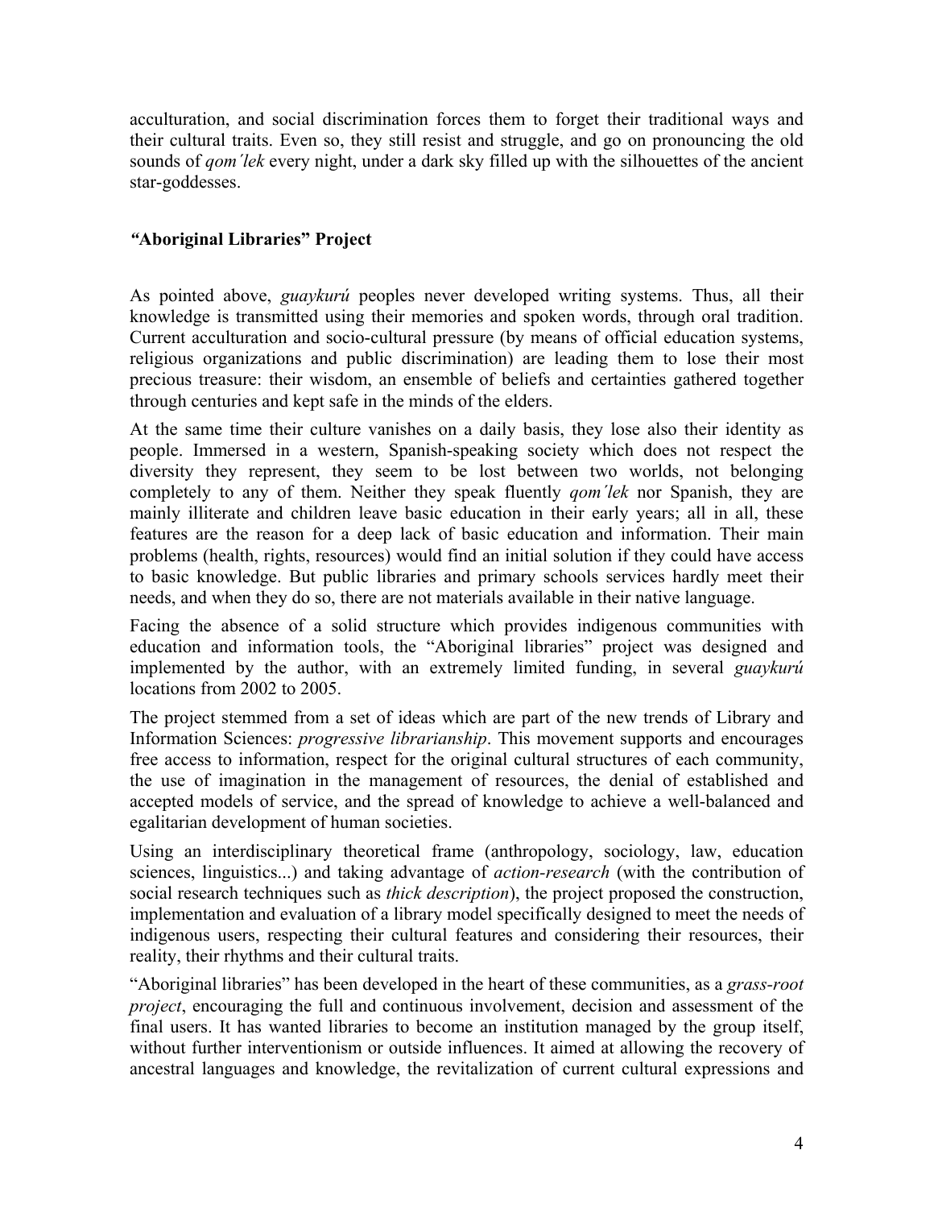acculturation, and social discrimination forces them to forget their traditional ways and their cultural traits. Even so, they still resist and struggle, and go on pronouncing the old sounds of *qom´lek* every night, under a dark sky filled up with the silhouettes of the ancient star-goddesses.

## *"***Aboriginal Libraries" Project**

As pointed above, *guaykurú* peoples never developed writing systems. Thus, all their knowledge is transmitted using their memories and spoken words, through oral tradition. Current acculturation and socio-cultural pressure (by means of official education systems, religious organizations and public discrimination) are leading them to lose their most precious treasure: their wisdom, an ensemble of beliefs and certainties gathered together through centuries and kept safe in the minds of the elders.

At the same time their culture vanishes on a daily basis, they lose also their identity as people. Immersed in a western, Spanish-speaking society which does not respect the diversity they represent, they seem to be lost between two worlds, not belonging completely to any of them. Neither they speak fluently *qom´lek* nor Spanish, they are mainly illiterate and children leave basic education in their early years; all in all, these features are the reason for a deep lack of basic education and information. Their main problems (health, rights, resources) would find an initial solution if they could have access to basic knowledge. But public libraries and primary schools services hardly meet their needs, and when they do so, there are not materials available in their native language.

Facing the absence of a solid structure which provides indigenous communities with education and information tools, the "Aboriginal libraries" project was designed and implemented by the author, with an extremely limited funding, in several *guaykurú* locations from 2002 to 2005.

The project stemmed from a set of ideas which are part of the new trends of Library and Information Sciences: *progressive librarianship*. This movement supports and encourages free access to information, respect for the original cultural structures of each community, the use of imagination in the management of resources, the denial of established and accepted models of service, and the spread of knowledge to achieve a well-balanced and egalitarian development of human societies.

Using an interdisciplinary theoretical frame (anthropology, sociology, law, education sciences, linguistics...) and taking advantage of *action-research* (with the contribution of social research techniques such as *thick description*), the project proposed the construction, implementation and evaluation of a library model specifically designed to meet the needs of indigenous users, respecting their cultural features and considering their resources, their reality, their rhythms and their cultural traits.

"Aboriginal libraries" has been developed in the heart of these communities, as a *grass-root project*, encouraging the full and continuous involvement, decision and assessment of the final users. It has wanted libraries to become an institution managed by the group itself, without further interventionism or outside influences. It aimed at allowing the recovery of ancestral languages and knowledge, the revitalization of current cultural expressions and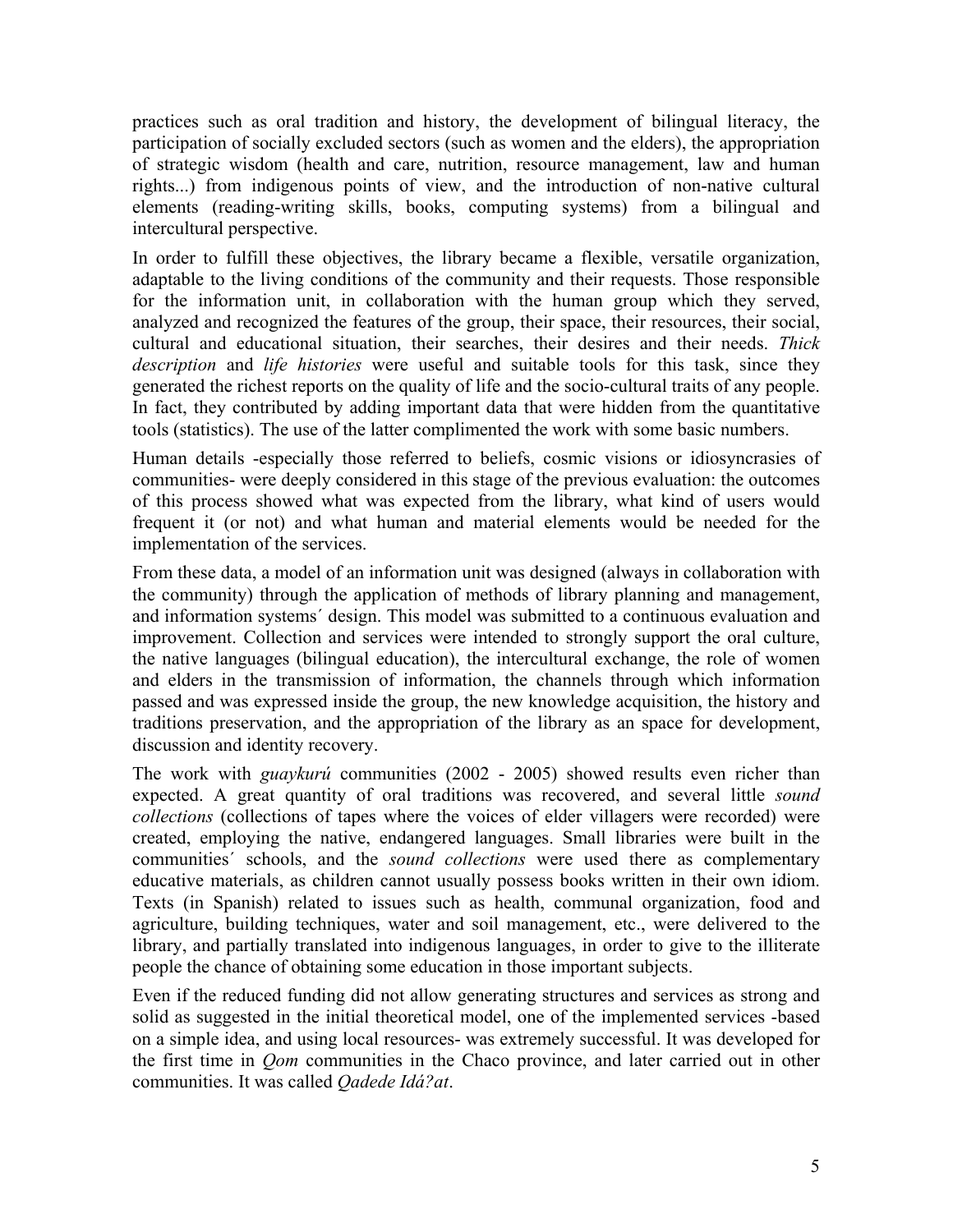practices such as oral tradition and history, the development of bilingual literacy, the participation of socially excluded sectors (such as women and the elders), the appropriation of strategic wisdom (health and care, nutrition, resource management, law and human rights...) from indigenous points of view, and the introduction of non-native cultural elements (reading-writing skills, books, computing systems) from a bilingual and intercultural perspective.

In order to fulfill these objectives, the library became a flexible, versatile organization, adaptable to the living conditions of the community and their requests. Those responsible for the information unit, in collaboration with the human group which they served, analyzed and recognized the features of the group, their space, their resources, their social, cultural and educational situation, their searches, their desires and their needs. *Thick description* and *life histories* were useful and suitable tools for this task, since they generated the richest reports on the quality of life and the socio-cultural traits of any people. In fact, they contributed by adding important data that were hidden from the quantitative tools (statistics). The use of the latter complimented the work with some basic numbers.

Human details -especially those referred to beliefs, cosmic visions or idiosyncrasies of communities- were deeply considered in this stage of the previous evaluation: the outcomes of this process showed what was expected from the library, what kind of users would frequent it (or not) and what human and material elements would be needed for the implementation of the services.

From these data, a model of an information unit was designed (always in collaboration with the community) through the application of methods of library planning and management, and information systems´ design. This model was submitted to a continuous evaluation and improvement. Collection and services were intended to strongly support the oral culture, the native languages (bilingual education), the intercultural exchange, the role of women and elders in the transmission of information, the channels through which information passed and was expressed inside the group, the new knowledge acquisition, the history and traditions preservation, and the appropriation of the library as an space for development, discussion and identity recovery.

The work with *guaykurú* communities (2002 - 2005) showed results even richer than expected. A great quantity of oral traditions was recovered, and several little *sound collections* (collections of tapes where the voices of elder villagers were recorded) were created, employing the native, endangered languages. Small libraries were built in the communities´ schools, and the *sound collections* were used there as complementary educative materials, as children cannot usually possess books written in their own idiom. Texts (in Spanish) related to issues such as health, communal organization, food and agriculture, building techniques, water and soil management, etc., were delivered to the library, and partially translated into indigenous languages, in order to give to the illiterate people the chance of obtaining some education in those important subjects.

Even if the reduced funding did not allow generating structures and services as strong and solid as suggested in the initial theoretical model, one of the implemented services -based on a simple idea, and using local resources- was extremely successful. It was developed for the first time in *Qom* communities in the Chaco province, and later carried out in other communities. It was called *Qadede Idá?at*.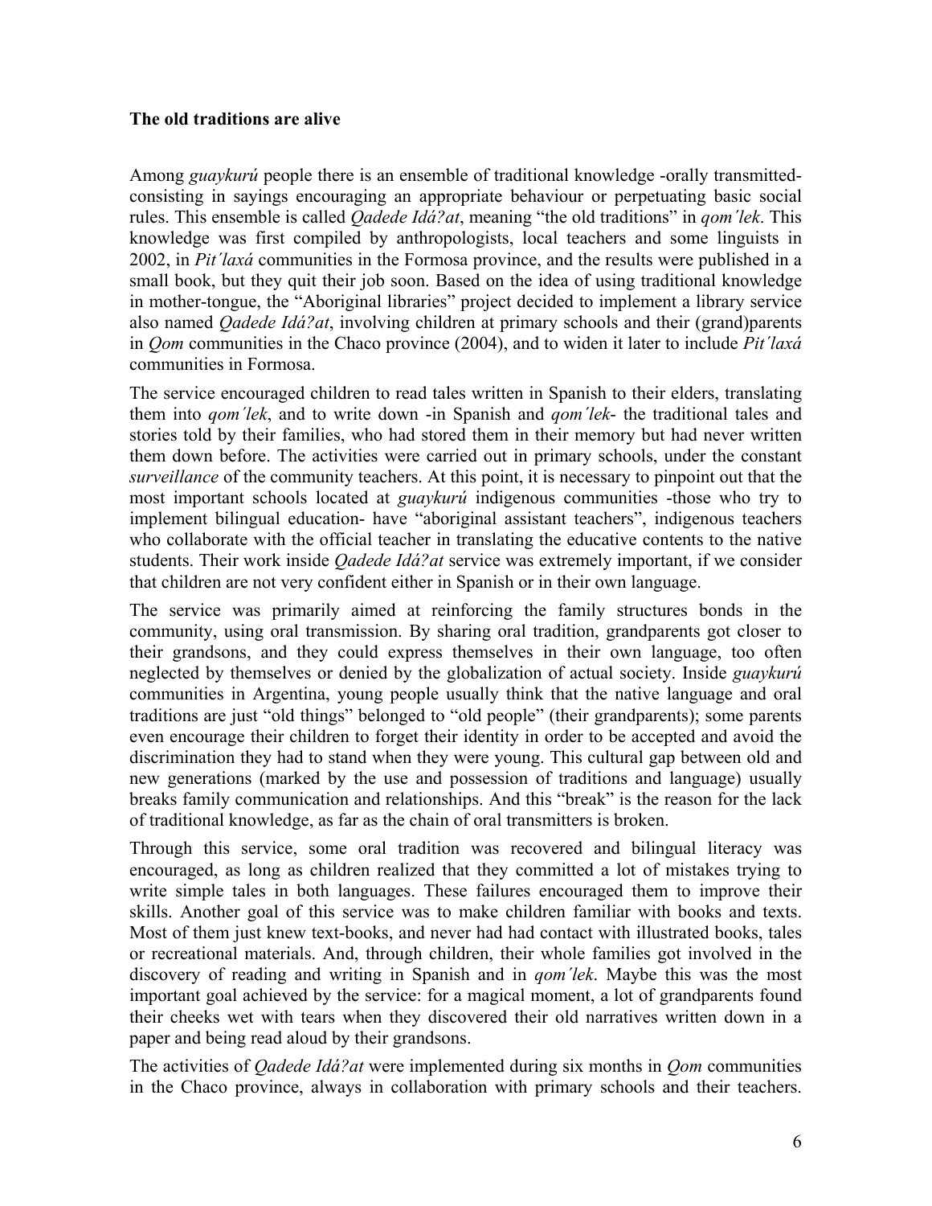**The old traditions are alive**

Among *guaykurú* people there is an ensemble of traditional knowledge -orally transmitted- consisting in sayings encouraging an appropriate behaviour or perpetuating basic social rules. This ensemble is called *Qadede Idá?at*, meaning "the old traditions" in *qom´lek*. This knowledge was first compiled by anthropologists, local teachers and some linguists in 2002, in *Pit´laxá* communities in the Formosa province, and the results were published in a small book, but they quit their job soon. Based on the idea of using traditional knowledge in mother-tongue, the "Aboriginal libraries" project decided to implement a library service also named *Qadede Idá?at*, involving children at primary schools and their (grand)parents in *Qom* communities in the Chaco province (2004), and to widen it later to include *Pit´laxá* communities in Formosa.

The service encouraged children to read tales written in Spanish to their elders, translating them into *qom´lek*, and to write down -in Spanish and *qom´lek*- the traditional tales and stories told by their families, who had stored them in their memory but had never written them down before. The activities were carried out in primary schools, under the constant *surveillance* of the community teachers. At this point, it is necessary to pinpoint out that the most important schools located at *guaykurú* indigenous communities -those who try to implement bilingual education- have "aboriginal assistant teachers", indigenous teachers who collaborate with the official teacher in translating the educative contents to the native students. Their work inside *Qadede Idá?at* service was extremely important, if we consider that children are not very confident either in Spanish or in their own language.

The service was primarily aimed at reinforcing the family structures bonds in the community, using oral transmission. By sharing oral tradition, grandparents got closer to their grandsons, and they could express themselves in their own language, too often neglected by themselves or denied by the globalization of actual society. Inside *guaykurú* communities in Argentina, young people usually think that the native language and oral traditions are just "old things" belonged to "old people" (their grandparents); some parents even encourage their children to forget their identity in order to be accepted and avoid the discrimination they had to stand when they were young. This cultural gap between old and new generations (marked by the use and possession of traditions and language) usually breaks family communication and relationships. And this "break" is the reason for the lack of traditional knowledge, as far as the chain of oral transmitters is broken.

Through this service, some oral tradition was recovered and bilingual literacy was encouraged, as long as children realized that they committed a lot of mistakes trying to write simple tales in both languages. These failures encouraged them to improve their skills. Another goal of this service was to make children familiar with books and texts. Most of them just knew text-books, and never had had contact with illustrated books, tales or recreational materials. And, through children, their whole families got involved in the discovery of reading and writing in Spanish and in *qom´lek*. Maybe this was the most important goal achieved by the service: for a magical moment, a lot of grandparents found their cheeks wet with tears when they discovered their old narratives written down in a paper and being read aloud by their grandsons.

The activities of *Qadede Idá?at* were implemented during six months in *Qom* communities in the Chaco province, always in collaboration with primary schools and their teachers.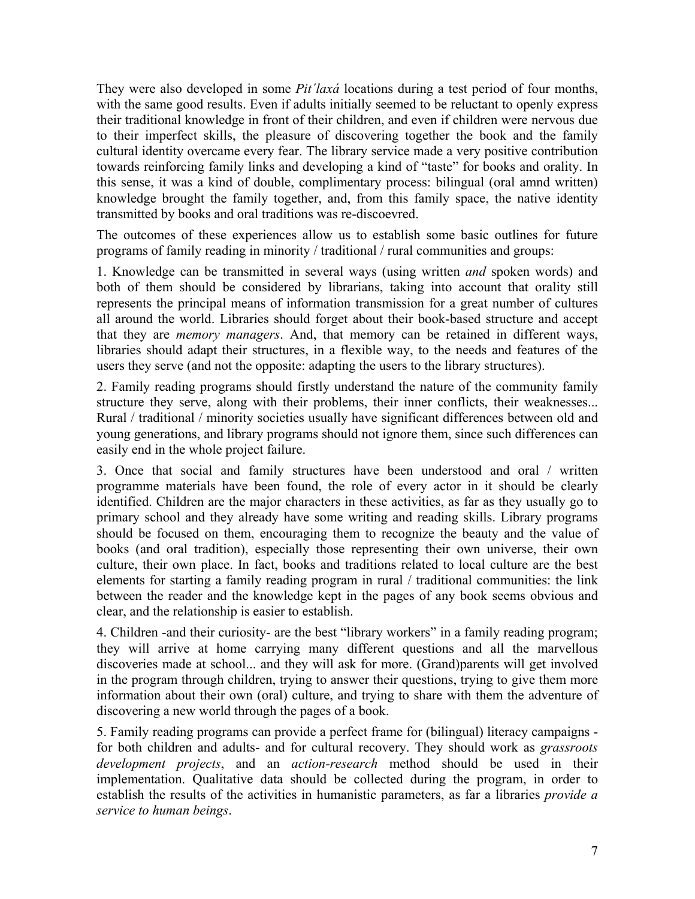They were also developed in some *Pit´laxá* locations during a test period of four months, with the same good results. Even if adults initially seemed to be reluctant to openly express their traditional knowledge in front of their children, and even if children were nervous due to their imperfect skills, the pleasure of discovering together the book and the family cultural identity overcame every fear. The library service made a very positive contribution towards reinforcing family links and developing a kind of "taste" for books and orality. In this sense, it was a kind of double, complimentary process: bilingual (oral amnd written) knowledge brought the family together, and, from this family space, the native identity transmitted by books and oral traditions was re-discoevred.

The outcomes of these experiences allow us to establish some basic outlines for future programs of family reading in minority / traditional / rural communities and groups:

1. Knowledge can be transmitted in several ways (using written *and* spoken words) and both of them should be considered by librarians, taking into account that orality still represents the principal means of information transmission for a great number of cultures all around the world. Libraries should forget about their book-based structure and accept that they are *memory managers*. And, that memory can be retained in different ways, libraries should adapt their structures, in a flexible way, to the needs and features of the users they serve (and not the opposite: adapting the users to the library structures).

2. Family reading programs should firstly understand the nature of the community family structure they serve, along with their problems, their inner conflicts, their weaknesses... Rural / traditional / minority societies usually have significant differences between old and young generations, and library programs should not ignore them, since such differences can easily end in the whole project failure.

3. Once that social and family structures have been understood and oral / written programme materials have been found, the role of every actor in it should be clearly identified. Children are the major characters in these activities, as far as they usually go to primary school and they already have some writing and reading skills. Library programs should be focused on them, encouraging them to recognize the beauty and the value of books (and oral tradition), especially those representing their own universe, their own culture, their own place. In fact, books and traditions related to local culture are the best elements for starting a family reading program in rural / traditional communities: the link between the reader and the knowledge kept in the pages of any book seems obvious and clear, and the relationship is easier to establish.

4. Children -and their curiosity- are the best "library workers" in a family reading program; they will arrive at home carrying many different questions and all the marvellous discoveries made at school... and they will ask for more. (Grand)parents will get involved in the program through children, trying to answer their questions, trying to give them more information about their own (oral) culture, and trying to share with them the adventure of discovering a new world through the pages of a book.

5. Family reading programs can provide a perfect frame for (bilingual) literacy campaigns - for both children and adults- and for cultural recovery. They should work as *grassroots development projects*, and an *action-research* method should be used in their implementation. Qualitative data should be collected during the program, in order to establish the results of the activities in humanistic parameters, as far a libraries *provide a service to human beings*.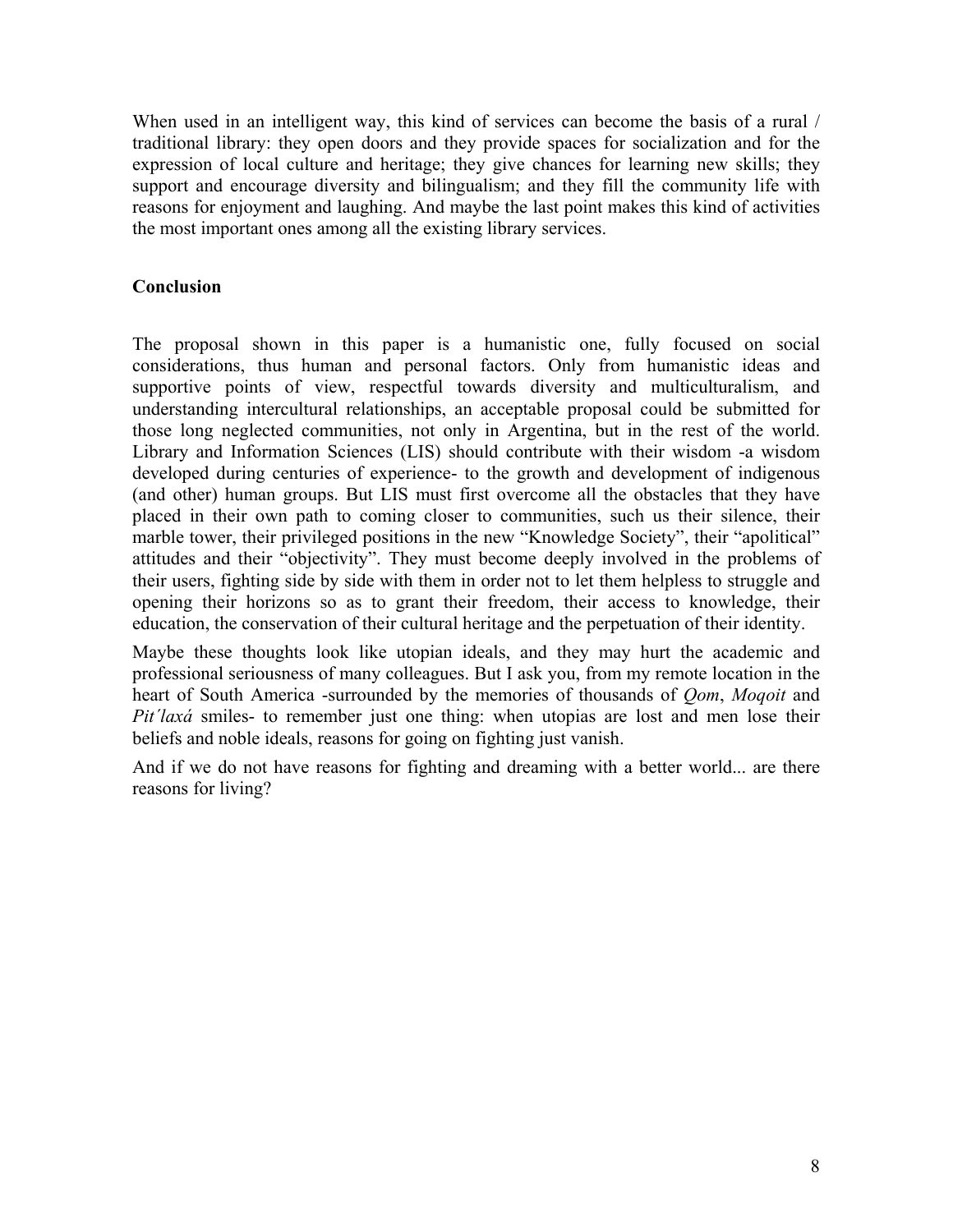When used in an intelligent way, this kind of services can become the basis of a rural / traditional library: they open doors and they provide spaces for socialization and for the expression of local culture and heritage; they give chances for learning new skills; they support and encourage diversity and bilingualism; and they fill the community life with reasons for enjoyment and laughing. And maybe the last point makes this kind of activities the most important ones among all the existing library services.

## Conclusion

The proposal shown in this paper is a humanistic one, fully focused on social considerations, thus human and personal factors. Only from humanistic ideas and supportive points of view, respectful towards diversity and multiculturalism, and understanding intercultural relationships, an acceptable proposal could be submitted for those long neglected communities, not only in Argentina, but in the rest of the world. Library and Information Sciences (LIS) should contribute with their wisdom -a wisdom developed during centuries of experience- to the growth and development of indigenous (and other) human groups. But LIS must first overcome all the obstacles that they have placed in their own path to coming closer to communities, such us their silence, their marble tower, their privileged positions in the new "Knowledge Society", their "apolitical" attitudes and their "objectivity". They must become deeply involved in the problems of their users, fighting side by side with them in order not to let them helpless to struggle and opening their horizons so as to grant their freedom, their access to knowledge, their education, the conservation of their cultural heritage and the perpetuation of their identity.

Maybe these thoughts look like utopian ideals, and they may hurt the academic and professional seriousness of many colleagues. But I ask you, from my remote location in the heart of South America -surrounded by the memories of thousands of *Qom*, *Moqoit* and *Pit´laxá* smiles- to remember just one thing: when utopias are lost and men lose their beliefs and noble ideals, reasons for going on fighting just vanish.

And if we do not have reasons for fighting and dreaming with a better world... are there reasons for living?